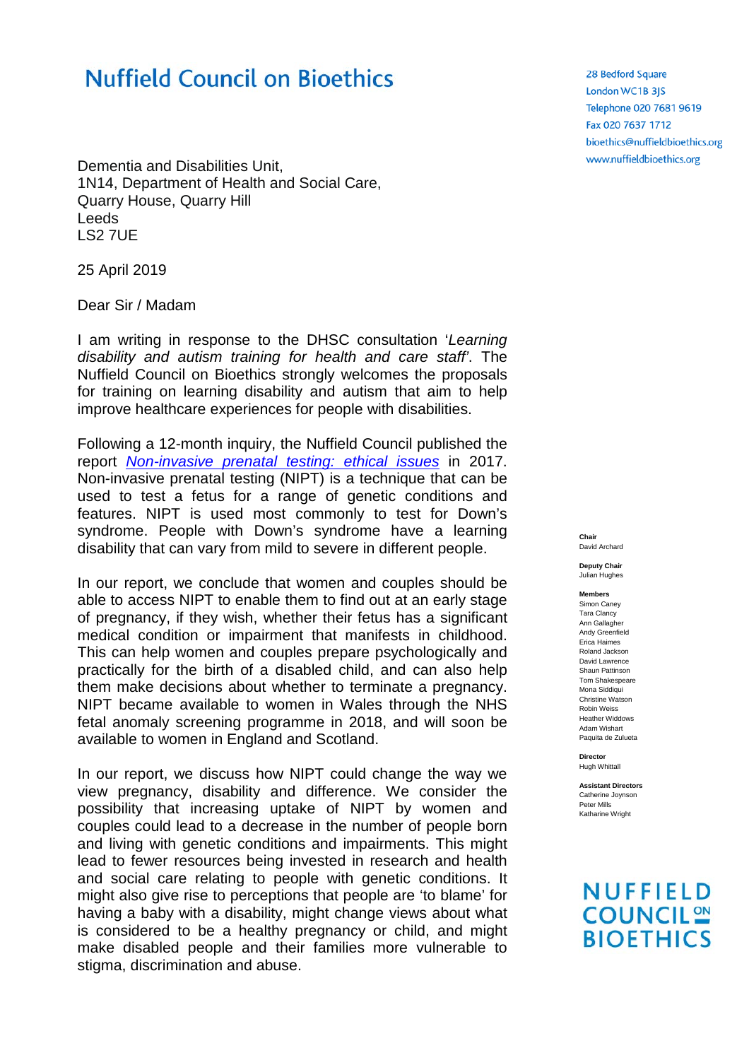# Nuffield Council on Bioethics

28 Bedford Square
London WC1B 3JS
Telephone 020 7681 9619
Fax 020 7637 1712
bioethics@nuffieldbioethics.org
www.nuffieldbioethics.org

Dementia and Disabilities Unit,
1N14, Department of Health and Social Care,
Quarry House, Quarry Hill
Leeds
LS2 7UE

25 April 2019

Dear Sir / Madam

I am writing in response to the DHSC consultation '*Learning disability and autism training for health and care staff*'. The Nuffield Council on Bioethics strongly welcomes the proposals for training on learning disability and autism that aim to help improve healthcare experiences for people with disabilities.

Following a 12-month inquiry, the Nuffield Council published the report *Non-invasive prenatal testing: ethical issues* in 2017. Non-invasive prenatal testing (NIPT) is a technique that can be used to test a fetus for a range of genetic conditions and features. NIPT is used most commonly to test for Down's syndrome. People with Down's syndrome have a learning disability that can vary from mild to severe in different people.

In our report, we conclude that women and couples should be able to access NIPT to enable them to find out at an early stage of pregnancy, if they wish, whether their fetus has a significant medical condition or impairment that manifests in childhood. This can help women and couples prepare psychologically and practically for the birth of a disabled child, and can also help them make decisions about whether to terminate a pregnancy. NIPT became available to women in Wales through the NHS fetal anomaly screening programme in 2018, and will soon be available to women in England and Scotland.

In our report, we discuss how NIPT could change the way we view pregnancy, disability and difference. We consider the possibility that increasing uptake of NIPT by women and couples could lead to a decrease in the number of people born and living with genetic conditions and impairments. This might lead to fewer resources being invested in research and health and social care relating to people with genetic conditions. It might also give rise to perceptions that people are 'to blame' for having a baby with a disability, might change views about what is considered to be a healthy pregnancy or child, and might make disabled people and their families more vulnerable to stigma, discrimination and abuse.

**Chair**
David Archard

**Deputy Chair**
Julian Hughes

**Members**
Simon Caney
Tara Clancy
Ann Gallagher
Andy Greenfield
Erica Haimes
Roland Jackson
David Lawrence
Shaun Pattinson
Tom Shakespeare
Mona Siddiqui
Christine Watson
Robin Weiss
Heather Widdows
Adam Wishart
Paquita de Zulueta

**Director**
Hugh Whittall

**Assistant Directors**
Catherine Joynson
Peter Mills
Katharine Wright

NUFFIELD COUNCIL ON BIOETHICS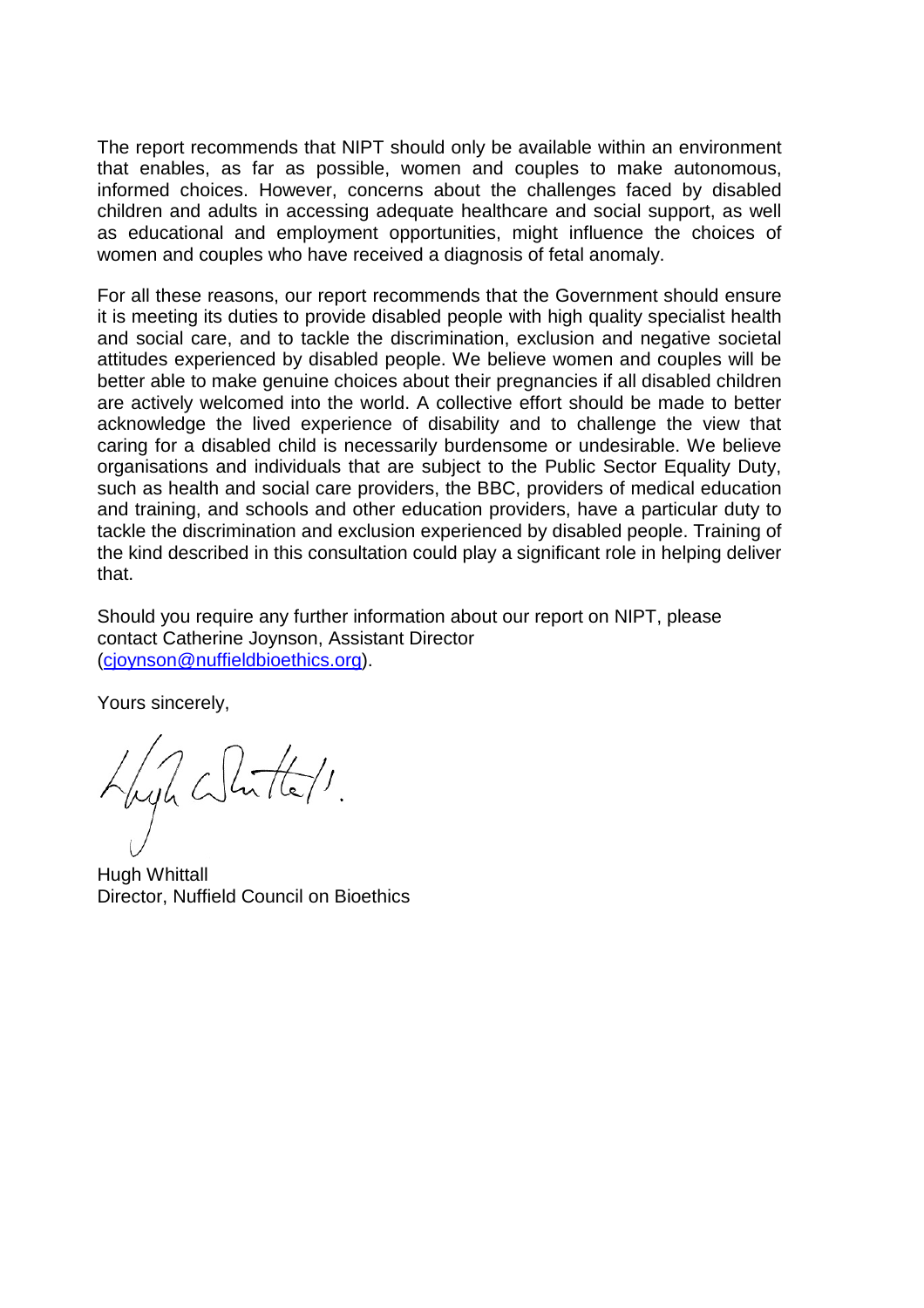The report recommends that NIPT should only be available within an environment that enables, as far as possible, women and couples to make autonomous, informed choices. However, concerns about the challenges faced by disabled children and adults in accessing adequate healthcare and social support, as well as educational and employment opportunities, might influence the choices of women and couples who have received a diagnosis of fetal anomaly.

For all these reasons, our report recommends that the Government should ensure it is meeting its duties to provide disabled people with high quality specialist health and social care, and to tackle the discrimination, exclusion and negative societal attitudes experienced by disabled people. We believe women and couples will be better able to make genuine choices about their pregnancies if all disabled children are actively welcomed into the world. A collective effort should be made to better acknowledge the lived experience of disability and to challenge the view that caring for a disabled child is necessarily burdensome or undesirable. We believe organisations and individuals that are subject to the Public Sector Equality Duty, such as health and social care providers, the BBC, providers of medical education and training, and schools and other education providers, have a particular duty to tackle the discrimination and exclusion experienced by disabled people. Training of the kind described in this consultation could play a significant role in helping deliver that.

Should you require any further information about our report on NIPT, please contact Catherine Joynson, Assistant Director (cjoynson@nuffieldbioethics.org).

Yours sincerely,

Hugh Whittall
Director, Nuffield Council on Bioethics